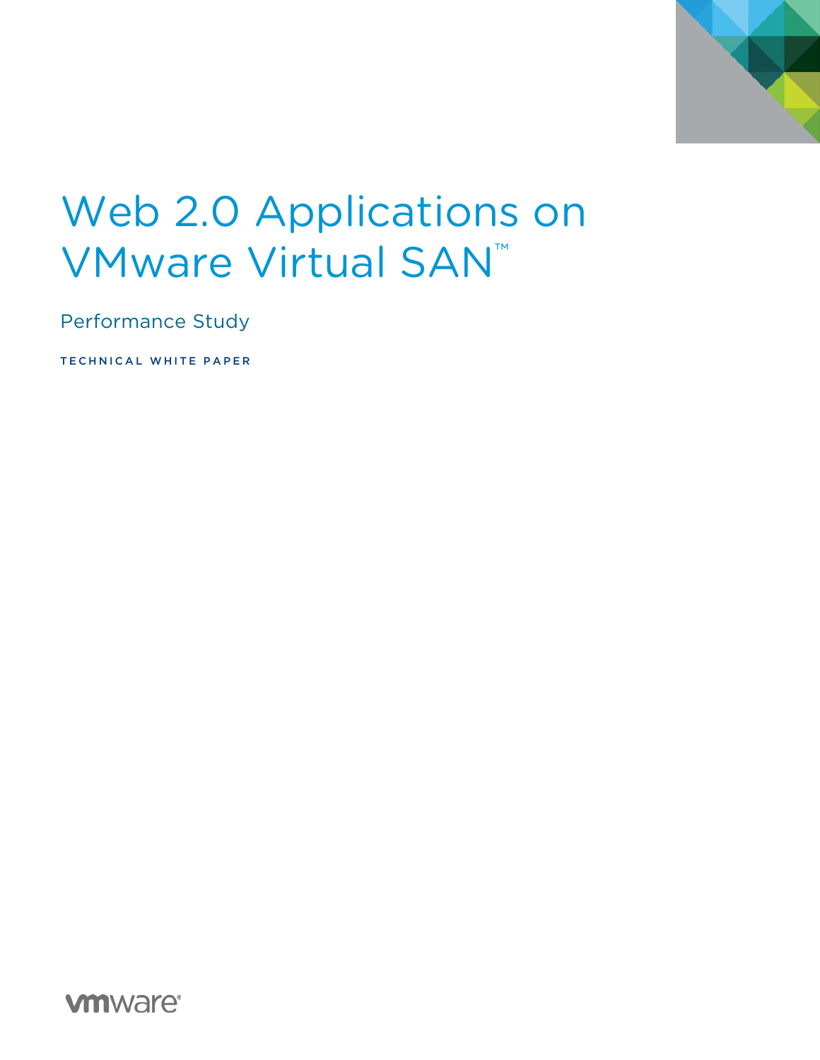# Web 2.0 Applications on VMware Virtual SAN™

Performance Study

TECHNICAL WHITE PAPER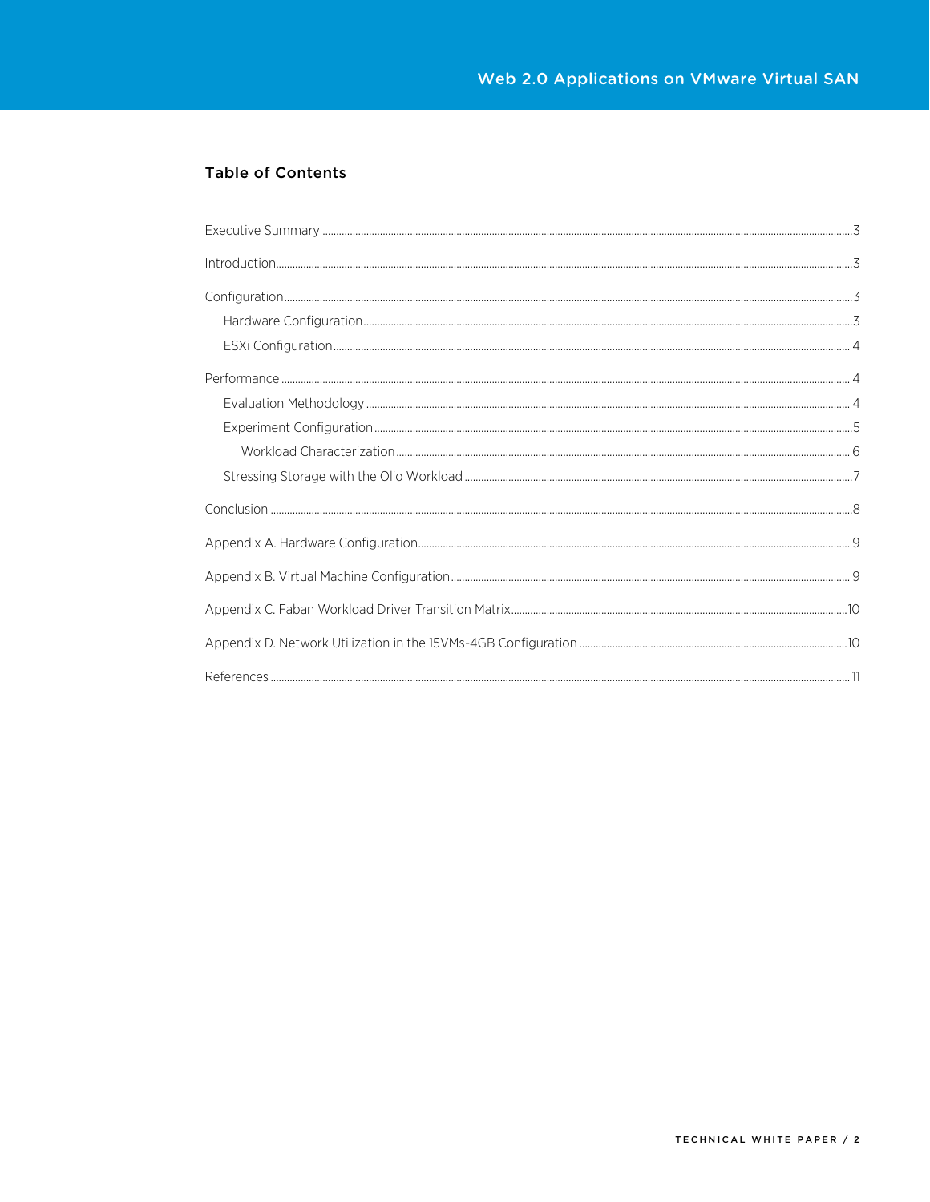## Table of Contents

Executive Summary ........................................................................................................................................3

Introduction ....................................................................................................................................................3

Configuration .................................................................................................................................................3

- Hardware Configuration ...........................................................................................................................3
- ESXi Configuration ...................................................................................................................................4

Performance ...................................................................................................................................................4

- Evaluation Methodology ..........................................................................................................................4
- Experiment Configuration ........................................................................................................................5
  - Workload Characterization ...............................................................................................................6
- Stressing Storage with the Olio Workload ..............................................................................................7

Conclusion .....................................................................................................................................................8

Appendix A. Hardware Configuration .........................................................................................................9

Appendix B. Virtual Machine Configuration ................................................................................................9

Appendix C. Faban Workload Driver Transition Matrix ...........................................................................10

Appendix D. Network Utilization in the 15VMs-4GB Configuration .........................................................10

References ...................................................................................................................................................11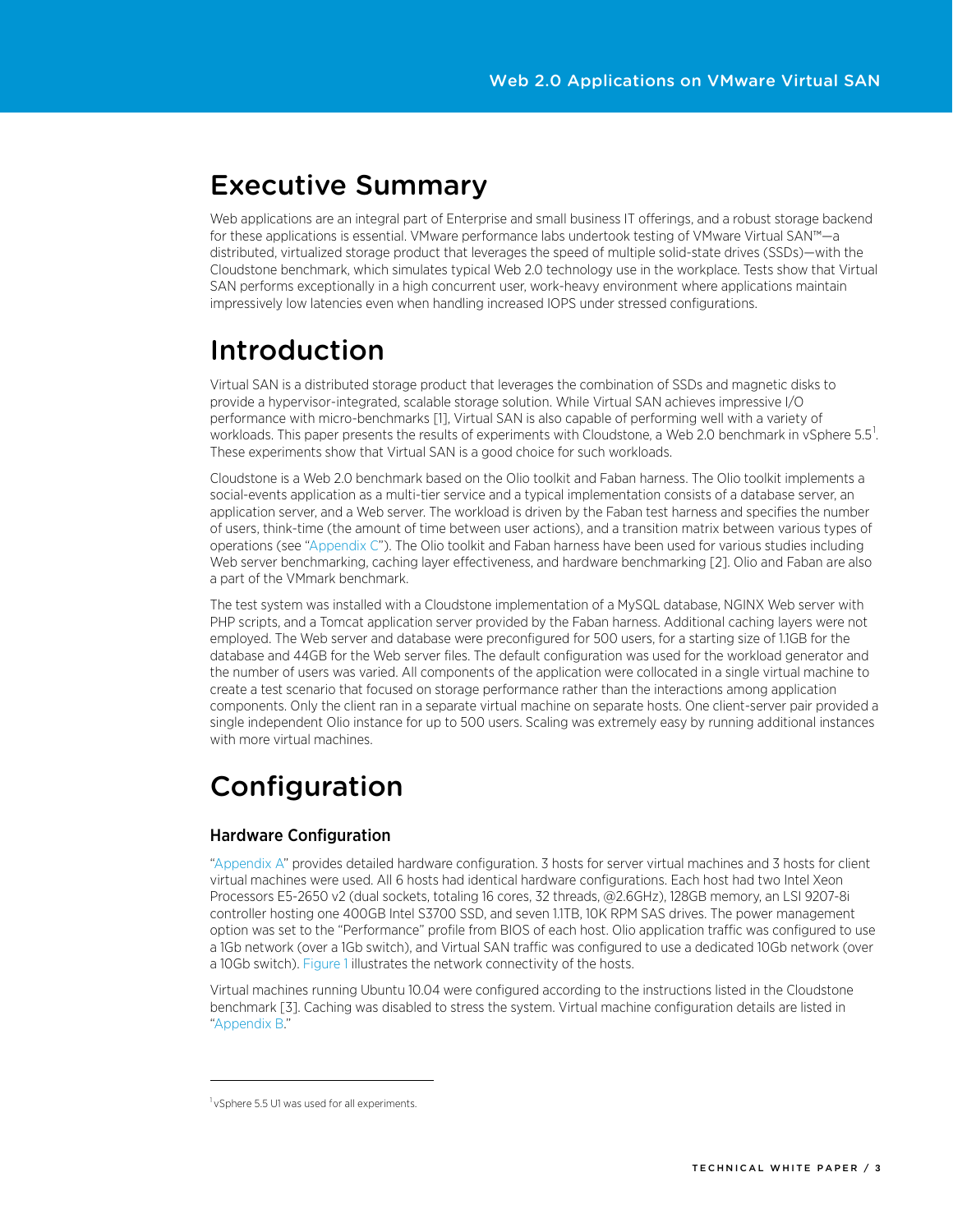# Executive Summary

Web applications are an integral part of Enterprise and small business IT offerings, and a robust storage backend for these applications is essential. VMware performance labs undertook testing of VMware Virtual SAN™—a distributed, virtualized storage product that leverages the speed of multiple solid-state drives (SSDs)—with the Cloudstone benchmark, which simulates typical Web 2.0 technology use in the workplace. Tests show that Virtual SAN performs exceptionally in a high concurrent user, work-heavy environment where applications maintain impressively low latencies even when handling increased IOPS under stressed configurations.

# Introduction

Virtual SAN is a distributed storage product that leverages the combination of SSDs and magnetic disks to provide a hypervisor-integrated, scalable storage solution. While Virtual SAN achieves impressive I/O performance with micro-benchmarks [1], Virtual SAN is also capable of performing well with a variety of workloads. This paper presents the results of experiments with Cloudstone, a Web 2.0 benchmark in vSphere 5.5[1]. These experiments show that Virtual SAN is a good choice for such workloads.

Cloudstone is a Web 2.0 benchmark based on the Olio toolkit and Faban harness. The Olio toolkit implements a social-events application as a multi-tier service and a typical implementation consists of a database server, an application server, and a Web server. The workload is driven by the Faban test harness and specifies the number of users, think-time (the amount of time between user actions), and a transition matrix between various types of operations (see "Appendix C"). The Olio toolkit and Faban harness have been used for various studies including Web server benchmarking, caching layer effectiveness, and hardware benchmarking [2]. Olio and Faban are also a part of the VMmark benchmark.

The test system was installed with a Cloudstone implementation of a MySQL database, NGINX Web server with PHP scripts, and a Tomcat application server provided by the Faban harness. Additional caching layers were not employed. The Web server and database were preconfigured for 500 users, for a starting size of 1.1GB for the database and 44GB for the Web server files. The default configuration was used for the workload generator and the number of users was varied. All components of the application were collocated in a single virtual machine to create a test scenario that focused on storage performance rather than the interactions among application components. Only the client ran in a separate virtual machine on separate hosts. One client-server pair provided a single independent Olio instance for up to 500 users. Scaling was extremely easy by running additional instances with more virtual machines.

# Configuration

## Hardware Configuration

"Appendix A" provides detailed hardware configuration. 3 hosts for server virtual machines and 3 hosts for client virtual machines were used. All 6 hosts had identical hardware configurations. Each host had two Intel Xeon Processors E5-2650 v2 (dual sockets, totaling 16 cores, 32 threads, @2.6GHz), 128GB memory, an LSI 9207-8i controller hosting one 400GB Intel S3700 SSD, and seven 1.1TB, 10K RPM SAS drives. The power management option was set to the "Performance" profile from BIOS of each host. Olio application traffic was configured to use a 1Gb network (over a 1Gb switch), and Virtual SAN traffic was configured to use a dedicated 10Gb network (over a 10Gb switch). Figure 1 illustrates the network connectivity of the hosts.

Virtual machines running Ubuntu 10.04 were configured according to the instructions listed in the Cloudstone benchmark [3]. Caching was disabled to stress the system. Virtual machine configuration details are listed in "Appendix B."

---

[1] vSphere 5.5 U1 was used for all experiments.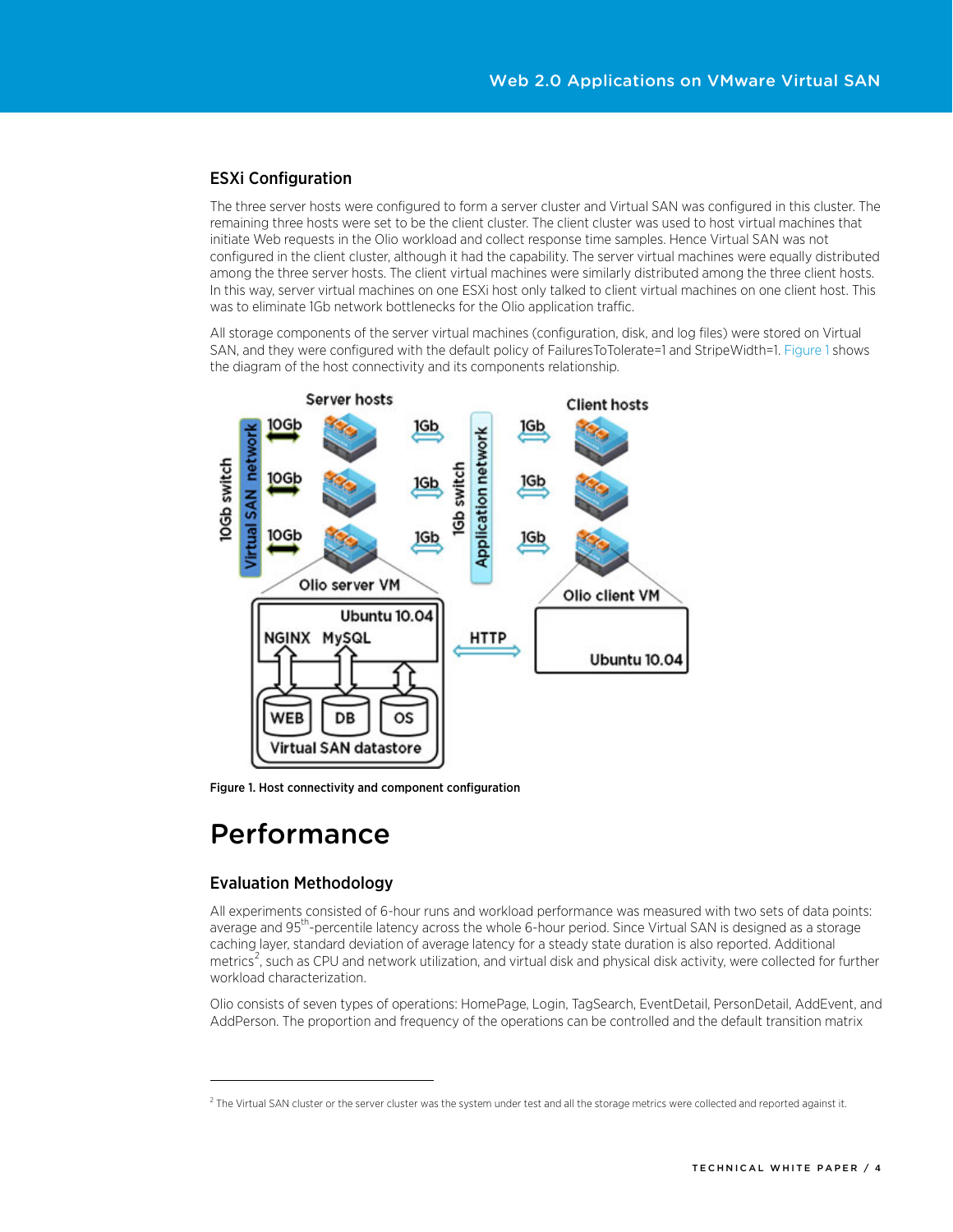## ESXi Configuration

The three server hosts were configured to form a server cluster and Virtual SAN was configured in this cluster. The remaining three hosts were set to be the client cluster. The client cluster was used to host virtual machines that initiate Web requests in the Olio workload and collect response time samples. Hence Virtual SAN was not configured in the client cluster, although it had the capability. The server virtual machines were equally distributed among the three server hosts. The client virtual machines were similarly distributed among the three client hosts. In this way, server virtual machines on one ESXi host only talked to client virtual machines on one client host. This was to eliminate 1Gb network bottlenecks for the Olio application traffic.

All storage components of the server virtual machines (configuration, disk, and log files) were stored on Virtual SAN, and they were configured with the default policy of FailuresToTolerate=1 and StripeWidth=1. Figure 1 shows the diagram of the host connectivity and its components relationship.

**Figure 1. Host connectivity and component configuration**

# Performance

## Evaluation Methodology

All experiments consisted of 6-hour runs and workload performance was measured with two sets of data points: average and 95th-percentile latency across the whole 6-hour period. Since Virtual SAN is designed as a storage caching layer, standard deviation of average latency for a steady state duration is also reported. Additional metrics[2], such as CPU and network utilization, and virtual disk and physical disk activity, were collected for further workload characterization.

Olio consists of seven types of operations: HomePage, Login, TagSearch, EventDetail, PersonDetail, AddEvent, and AddPerson. The proportion and frequency of the operations can be controlled and the default transition matrix

---

[2] The Virtual SAN cluster or the server cluster was the system under test and all the storage metrics were collected and reported against it.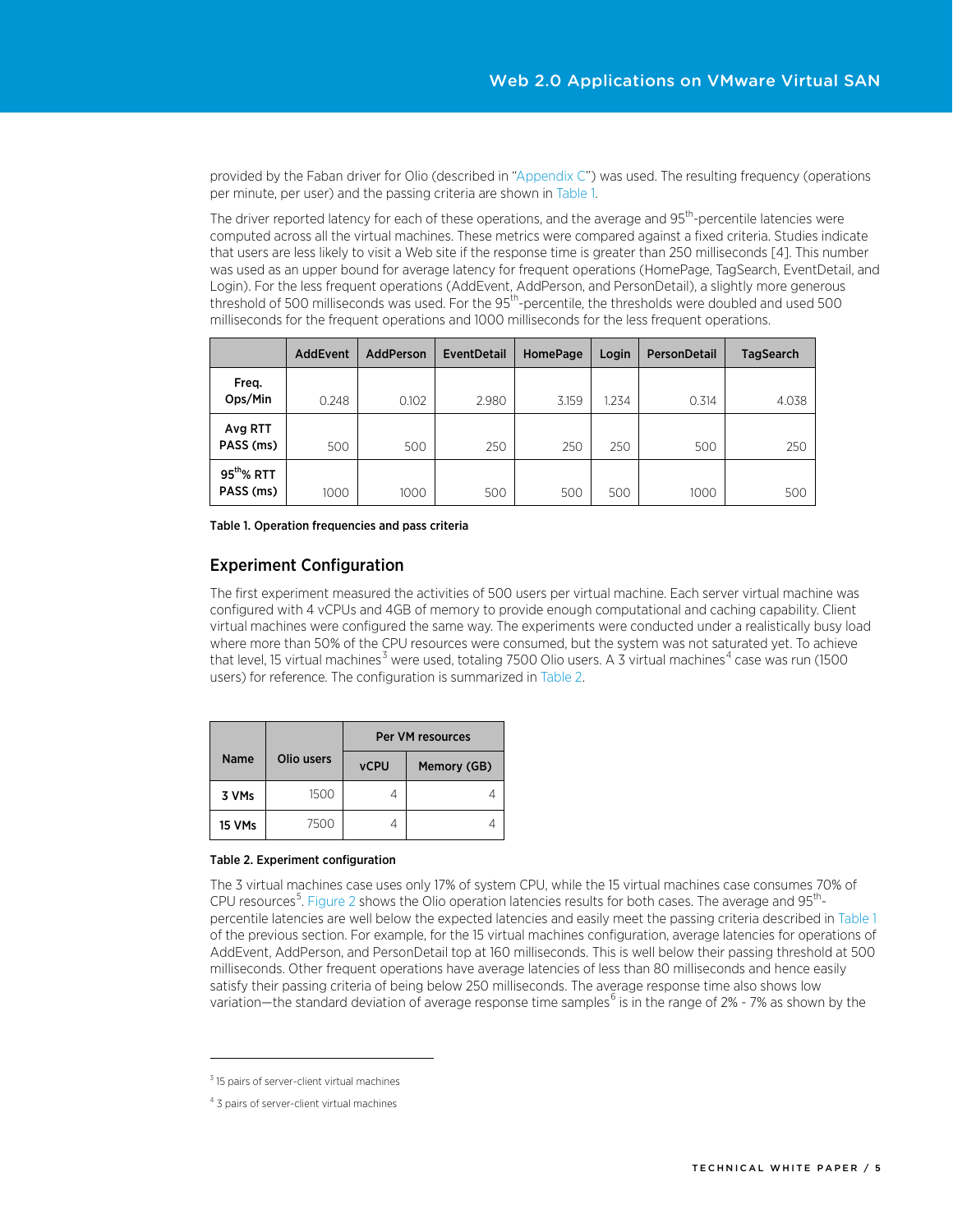provided by the Faban driver for Olio (described in "Appendix C") was used. The resulting frequency (operations per minute, per user) and the passing criteria are shown in Table 1.

The driver reported latency for each of these operations, and the average and 95$^{th}$-percentile latencies were computed across all the virtual machines. These metrics were compared against a fixed criteria. Studies indicate that users are less likely to visit a Web site if the response time is greater than 250 milliseconds [4]. This number was used as an upper bound for average latency for frequent operations (HomePage, TagSearch, EventDetail, and Login). For the less frequent operations (AddEvent, AddPerson, and PersonDetail), a slightly more generous threshold of 500 milliseconds was used. For the 95$^{th}$-percentile, the thresholds were doubled and used 500 milliseconds for the frequent operations and 1000 milliseconds for the less frequent operations.

| | AddEvent | AddPerson | EventDetail | HomePage | Login | PersonDetail | TagSearch |
|---|---|---|---|---|---|---|---|
| **Freq. Ops/Min** | 0.248 | 0.102 | 2.980 | 3.159 | 1.234 | 0.314 | 4.038 |
| **Avg RTT PASS (ms)** | 500 | 500 | 250 | 250 | 250 | 500 | 250 |
| **95$^{th}$% RTT PASS (ms)** | 1000 | 1000 | 500 | 500 | 500 | 1000 | 500 |

**Table 1. Operation frequencies and pass criteria**

## Experiment Configuration

The first experiment measured the activities of 500 users per virtual machine. Each server virtual machine was configured with 4 vCPUs and 4GB of memory to provide enough computational and caching capability. Client virtual machines were configured the same way. The experiments were conducted under a realistically busy load where more than 50% of the CPU resources were consumed, but the system was not saturated yet. To achieve that level, 15 virtual machines[3] were used, totaling 7500 Olio users. A 3 virtual machines[4] case was run (1500 users) for reference. The configuration is summarized in Table 2.

| Name | Olio users | Per VM resources | |
|---|---|---|---|
| | | vCPU | Memory (GB) |
| **3 VMs** | 1500 | 4 | 4 |
| **15 VMs** | 7500 | 4 | 4 |

**Table 2. Experiment configuration**

The 3 virtual machines case uses only 17% of system CPU, while the 15 virtual machines case consumes 70% of CPU resources[5]. Figure 2 shows the Olio operation latencies results for both cases. The average and 95$^{th}$-percentile latencies are well below the expected latencies and easily meet the passing criteria described in Table 1 of the previous section. For example, for the 15 virtual machines configuration, average latencies for operations of AddEvent, AddPerson, and PersonDetail top at 160 milliseconds. This is well below their passing threshold at 500 milliseconds. Other frequent operations have average latencies of less than 80 milliseconds and hence easily satisfy their passing criteria of being below 250 milliseconds. The average response time also shows low variation—the standard deviation of average response time samples[6] is in the range of 2% - 7% as shown by the

---

[3] 15 pairs of server-client virtual machines

[4] 3 pairs of server-client virtual machines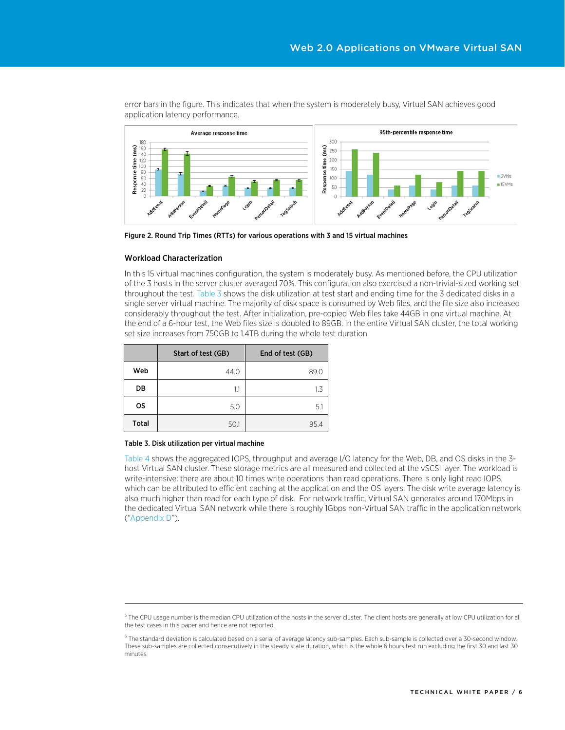error bars in the figure. This indicates that when the system is moderately busy, Virtual SAN achieves good application latency performance.

**Figure 2. Round Trip Times (RTTs) for various operations with 3 and 15 virtual machines**

### Workload Characterization

In this 15 virtual machines configuration, the system is moderately busy. As mentioned before, the CPU utilization of the 3 hosts in the server cluster averaged 70%. This configuration also exercised a non-trivial-sized working set throughout the test. Table 3 shows the disk utilization at test start and ending time for the 3 dedicated disks in a single server virtual machine. The majority of disk space is consumed by Web files, and the file size also increased considerably throughout the test. After initialization, pre-copied Web files take 44GB in one virtual machine. At the end of a 6-hour test, the Web files size is doubled to 89GB. In the entire Virtual SAN cluster, the total working set size increases from 750GB to 1.4TB during the whole test duration.

| | Start of test (GB) | End of test (GB) |
|---|---|---|
| **Web** | 44.0 | 89.0 |
| **DB** | 1.1 | 1.3 |
| **OS** | 5.0 | 5.1 |
| **Total** | 50.1 | 95.4 |

**Table 3. Disk utilization per virtual machine**

Table 4 shows the aggregated IOPS, throughput and average I/O latency for the Web, DB, and OS disks in the 3-host Virtual SAN cluster. These storage metrics are all measured and collected at the vSCSI layer. The workload is write-intensive: there are about 10 times write operations than read operations. There is only light read IOPS, which can be attributed to efficient caching at the application and the OS layers. The disk write average latency is also much higher than read for each type of disk. For network traffic, Virtual SAN generates around 170Mbps in the dedicated Virtual SAN network while there is roughly 1Gbps non-Virtual SAN traffic in the application network ("Appendix D").

---

[5] The CPU usage number is the median CPU utilization of the hosts in the server cluster. The client hosts are generally at low CPU utilization for all the test cases in this paper and hence are not reported.

[6] The standard deviation is calculated based on a serial of average latency sub-samples. Each sub-sample is collected over a 30-second window. These sub-samples are collected consecutively in the steady state duration, which is the whole 6 hours test run excluding the first 30 and last 30 minutes.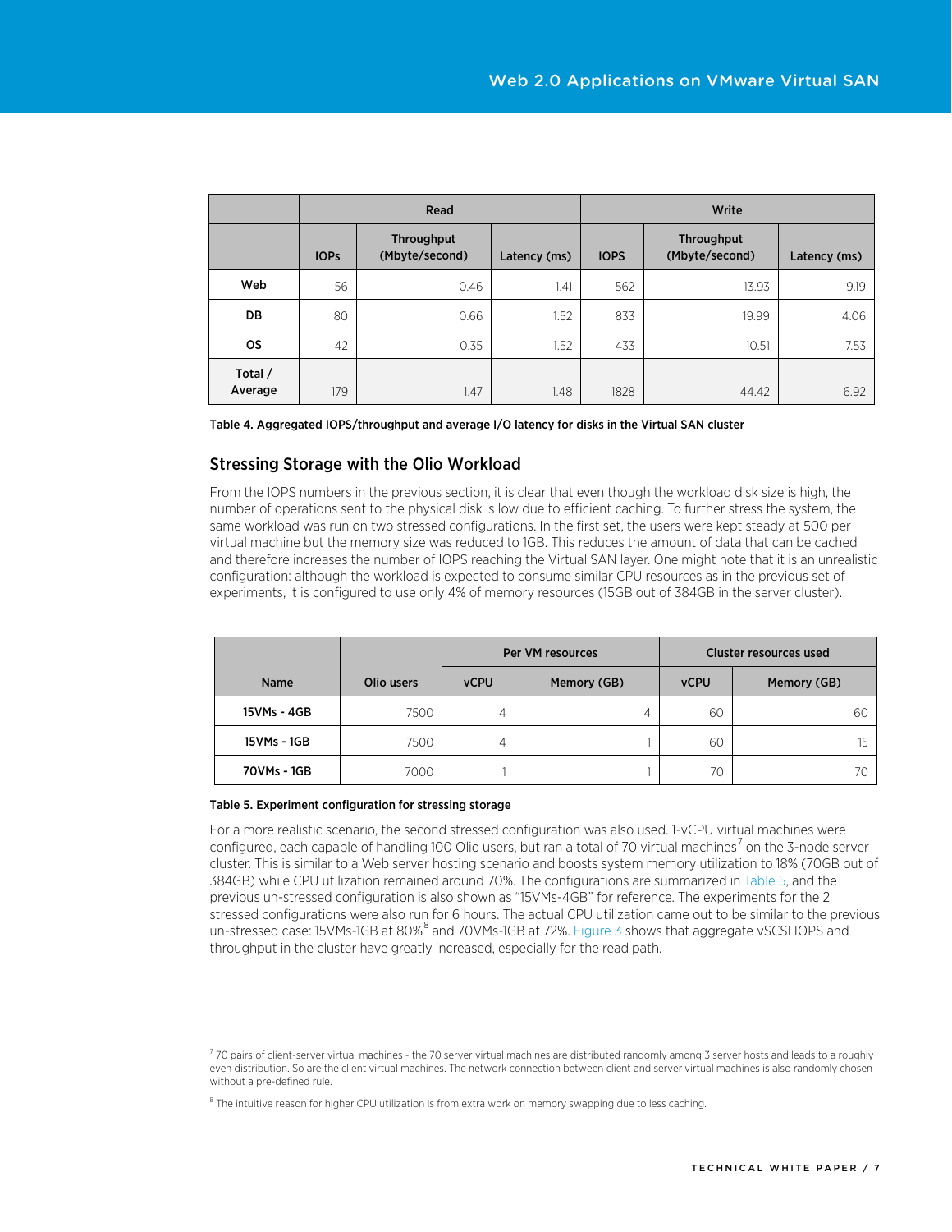| | Read | | | Write | | |
|---|---|---|---|---|---|---|
| | IOPs | Throughput (Mbyte/second) | Latency (ms) | IOPS | Throughput (Mbyte/second) | Latency (ms) |
| Web | 56 | 0.46 | 1.41 | 562 | 13.93 | 9.19 |
| DB | 80 | 0.66 | 1.52 | 833 | 19.99 | 4.06 |
| OS | 42 | 0.35 | 1.52 | 433 | 10.51 | 7.53 |
| Total / Average | 179 | 1.47 | 1.48 | 1828 | 44.42 | 6.92 |

**Table 4. Aggregated IOPS/throughput and average I/O latency for disks in the Virtual SAN cluster**

## Stressing Storage with the Olio Workload

From the IOPS numbers in the previous section, it is clear that even though the workload disk size is high, the number of operations sent to the physical disk is low due to efficient caching. To further stress the system, the same workload was run on two stressed configurations. In the first set, the users were kept steady at 500 per virtual machine but the memory size was reduced to 1GB. This reduces the amount of data that can be cached and therefore increases the number of IOPS reaching the Virtual SAN layer. One might note that it is an unrealistic configuration: although the workload is expected to consume similar CPU resources as in the previous set of experiments, it is configured to use only 4% of memory resources (15GB out of 384GB in the server cluster).

| Name | Olio users | Per VM resources | | Cluster resources used | |
|---|---|---|---|---|---|
| | | vCPU | Memory (GB) | vCPU | Memory (GB) |
| 15VMs - 4GB | 7500 | 4 | 4 | 60 | 60 |
| 15VMs - 1GB | 7500 | 4 | 1 | 60 | 15 |
| 70VMs - 1GB | 7000 | 1 | 1 | 70 | 70 |

**Table 5. Experiment configuration for stressing storage**

For a more realistic scenario, the second stressed configuration was also used. 1-vCPU virtual machines were configured, each capable of handling 100 Olio users, but ran a total of 70 virtual machines[7] on the 3-node server cluster. This is similar to a Web server hosting scenario and boosts system memory utilization to 18% (70GB out of 384GB) while CPU utilization remained around 70%. The configurations are summarized in Table 5, and the previous un-stressed configuration is also shown as "15VMs-4GB" for reference. The experiments for the 2 stressed configurations were also run for 6 hours. The actual CPU utilization came out to be similar to the previous un-stressed case: 15VMs-1GB at 80%[8] and 70VMs-1GB at 72%. Figure 3 shows that aggregate vSCSI IOPS and throughput in the cluster have greatly increased, especially for the read path.

[7] 70 pairs of client-server virtual machines - the 70 server virtual machines are distributed randomly among 3 server hosts and leads to a roughly even distribution. So are the client virtual machines. The network connection between client and server virtual machines is also randomly chosen without a pre-defined rule.

[8] The intuitive reason for higher CPU utilization is from extra work on memory swapping due to less caching.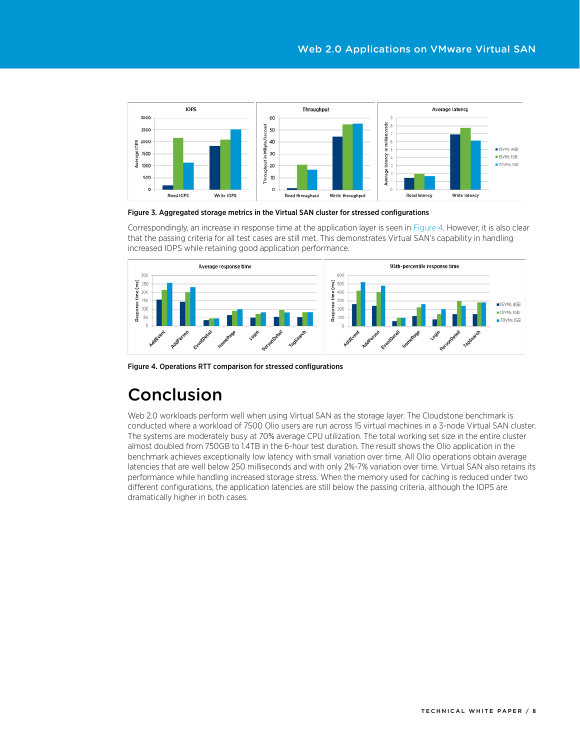Figure 3. Aggregated storage metrics in the Virtual SAN cluster for stressed configurations

Correspondingly, an increase in response time at the application layer is seen in Figure 4. However, it is also clear that the passing criteria for all test cases are still met. This demonstrates Virtual SAN's capability in handling increased IOPS while retaining good application performance.

Figure 4. Operations RTT comparison for stressed configurations

# Conclusion

Web 2.0 workloads perform well when using Virtual SAN as the storage layer. The Cloudstone benchmark is conducted where a workload of 7500 Olio users are run across 15 virtual machines in a 3-node Virtual SAN cluster. The systems are moderately busy at 70% average CPU utilization. The total working set size in the entire cluster almost doubled from 750GB to 1.4TB in the 6-hour test duration. The result shows the Olio application in the benchmark achieves exceptionally low latency with small variation over time. All Olio operations obtain average latencies that are well below 250 milliseconds and with only 2%-7% variation over time. Virtual SAN also retains its performance while handling increased storage stress. When the memory used for caching is reduced under two different configurations, the application latencies are still below the passing criteria, although the IOPS are dramatically higher in both cases.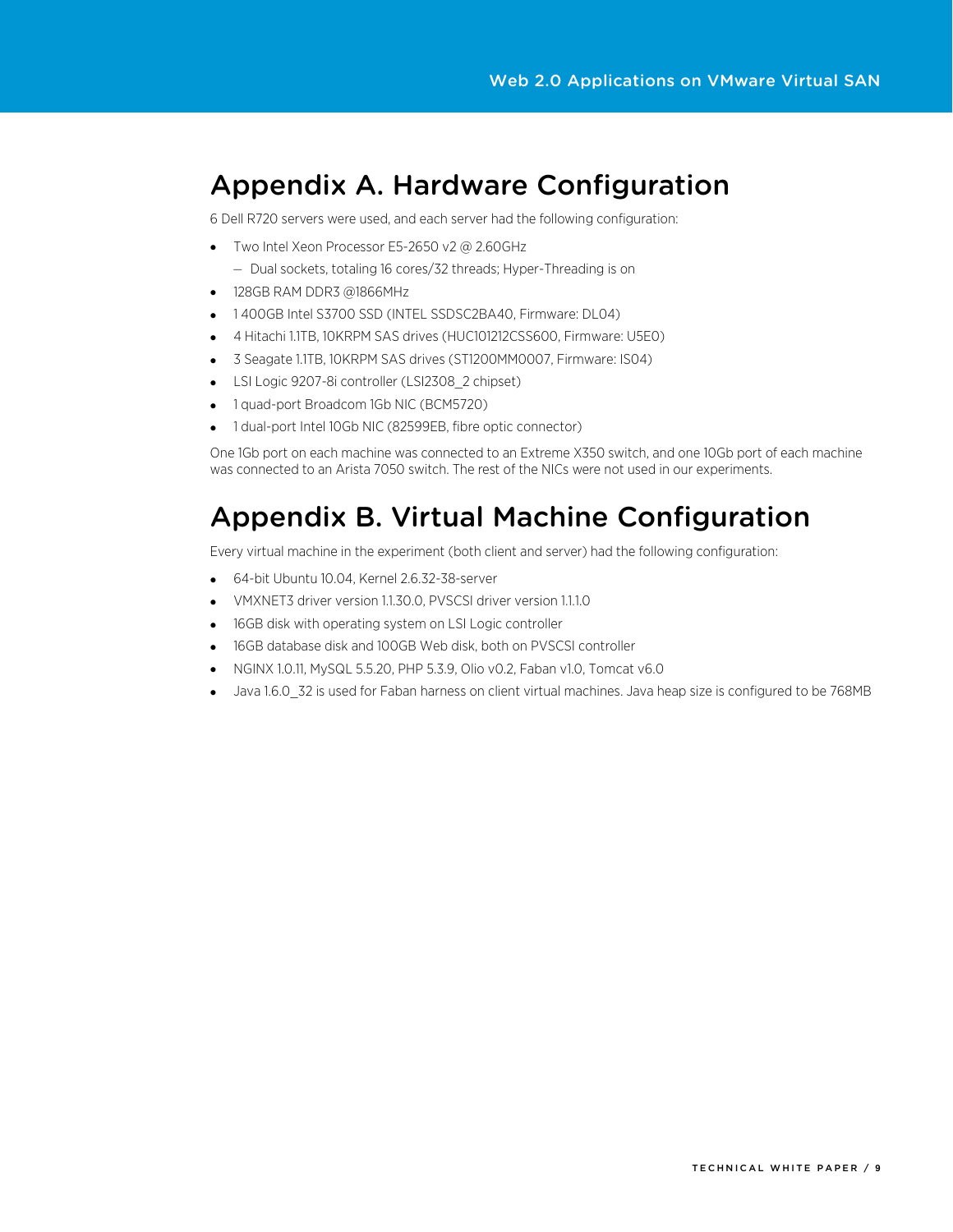# Appendix A. Hardware Configuration

6 Dell R720 servers were used, and each server had the following configuration:

- Two Intel Xeon Processor E5-2650 v2 @ 2.60GHz
  - Dual sockets, totaling 16 cores/32 threads; Hyper-Threading is on
- 128GB RAM DDR3 @1866MHz
- 1 400GB Intel S3700 SSD (INTEL SSDSC2BA40, Firmware: DL04)
- 4 Hitachi 1.1TB, 10KRPM SAS drives (HUC101212CSS600, Firmware: U5E0)
- 3 Seagate 1.1TB, 10KRPM SAS drives (ST1200MM0007, Firmware: IS04)
- LSI Logic 9207-8i controller (LSI2308_2 chipset)
- 1 quad-port Broadcom 1Gb NIC (BCM5720)
- 1 dual-port Intel 10Gb NIC (82599EB, fibre optic connector)

One 1Gb port on each machine was connected to an Extreme X350 switch, and one 10Gb port of each machine was connected to an Arista 7050 switch. The rest of the NICs were not used in our experiments.

# Appendix B. Virtual Machine Configuration

Every virtual machine in the experiment (both client and server) had the following configuration:

- 64-bit Ubuntu 10.04, Kernel 2.6.32-38-server
- VMXNET3 driver version 1.1.30.0, PVSCSI driver version 1.1.1.0
- 16GB disk with operating system on LSI Logic controller
- 16GB database disk and 100GB Web disk, both on PVSCSI controller
- NGINX 1.0.11, MySQL 5.5.20, PHP 5.3.9, Olio v0.2, Faban v1.0, Tomcat v6.0
- Java 1.6.0_32 is used for Faban harness on client virtual machines. Java heap size is configured to be 768MB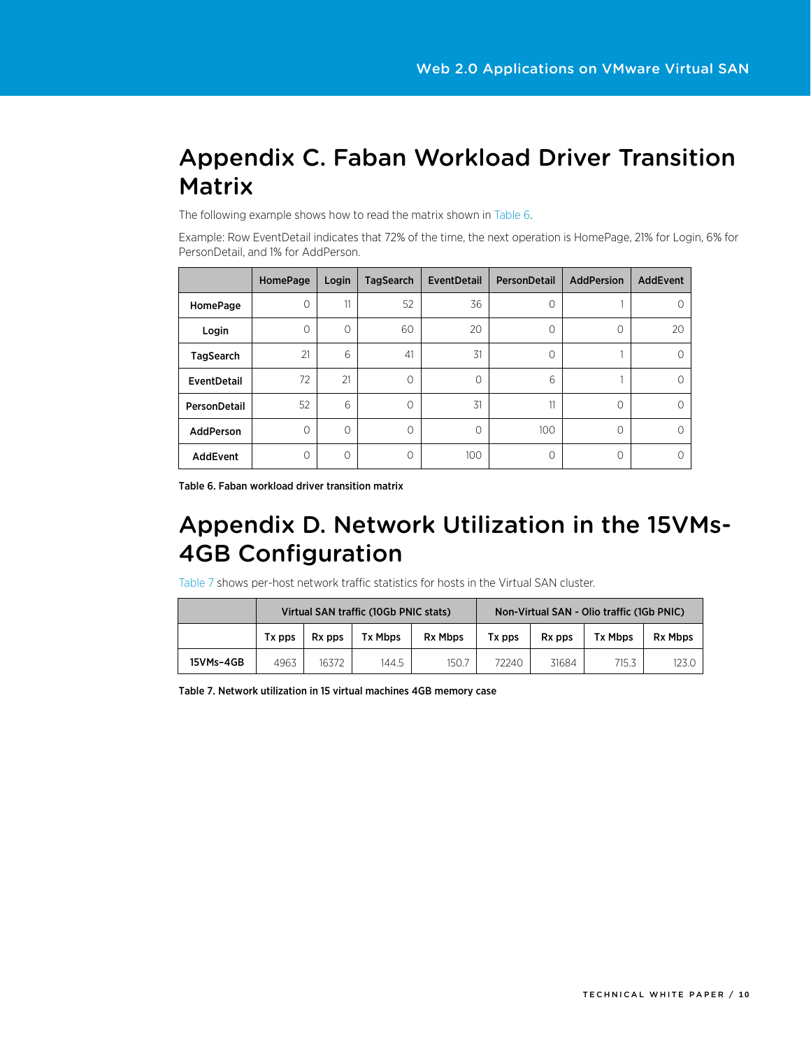# Appendix C. Faban Workload Driver Transition Matrix

The following example shows how to read the matrix shown in Table 6.

Example: Row EventDetail indicates that 72% of the time, the next operation is HomePage, 21% for Login, 6% for PersonDetail, and 1% for AddPerson.

| | HomePage | Login | TagSearch | EventDetail | PersonDetail | AddPersion | AddEvent |
|---|---|---|---|---|---|---|---|
| **HomePage** | 0 | 11 | 52 | 36 | 0 | 1 | 0 |
| **Login** | 0 | 0 | 60 | 20 | 0 | 0 | 20 |
| **TagSearch** | 21 | 6 | 41 | 31 | 0 | 1 | 0 |
| **EventDetail** | 72 | 21 | 0 | 0 | 6 | 1 | 0 |
| **PersonDetail** | 52 | 6 | 0 | 31 | 11 | 0 | 0 |
| **AddPerson** | 0 | 0 | 0 | 0 | 100 | 0 | 0 |
| **AddEvent** | 0 | 0 | 0 | 100 | 0 | 0 | 0 |

**Table 6. Faban workload driver transition matrix**

# Appendix D. Network Utilization in the 15VMs-4GB Configuration

Table 7 shows per-host network traffic statistics for hosts in the Virtual SAN cluster.

| | Virtual SAN traffic (10Gb PNIC stats) | | | | Non-Virtual SAN - Olio traffic (1Gb PNIC) | | | |
|---|---|---|---|---|---|---|---|---|
| | Tx pps | Rx pps | Tx Mbps | Rx Mbps | Tx pps | Rx pps | Tx Mbps | Rx Mbps |
| **15VMs–4GB** | 4963 | 16372 | 144.5 | 150.7 | 72240 | 31684 | 715.3 | 123.0 |

**Table 7. Network utilization in 15 virtual machines 4GB memory case**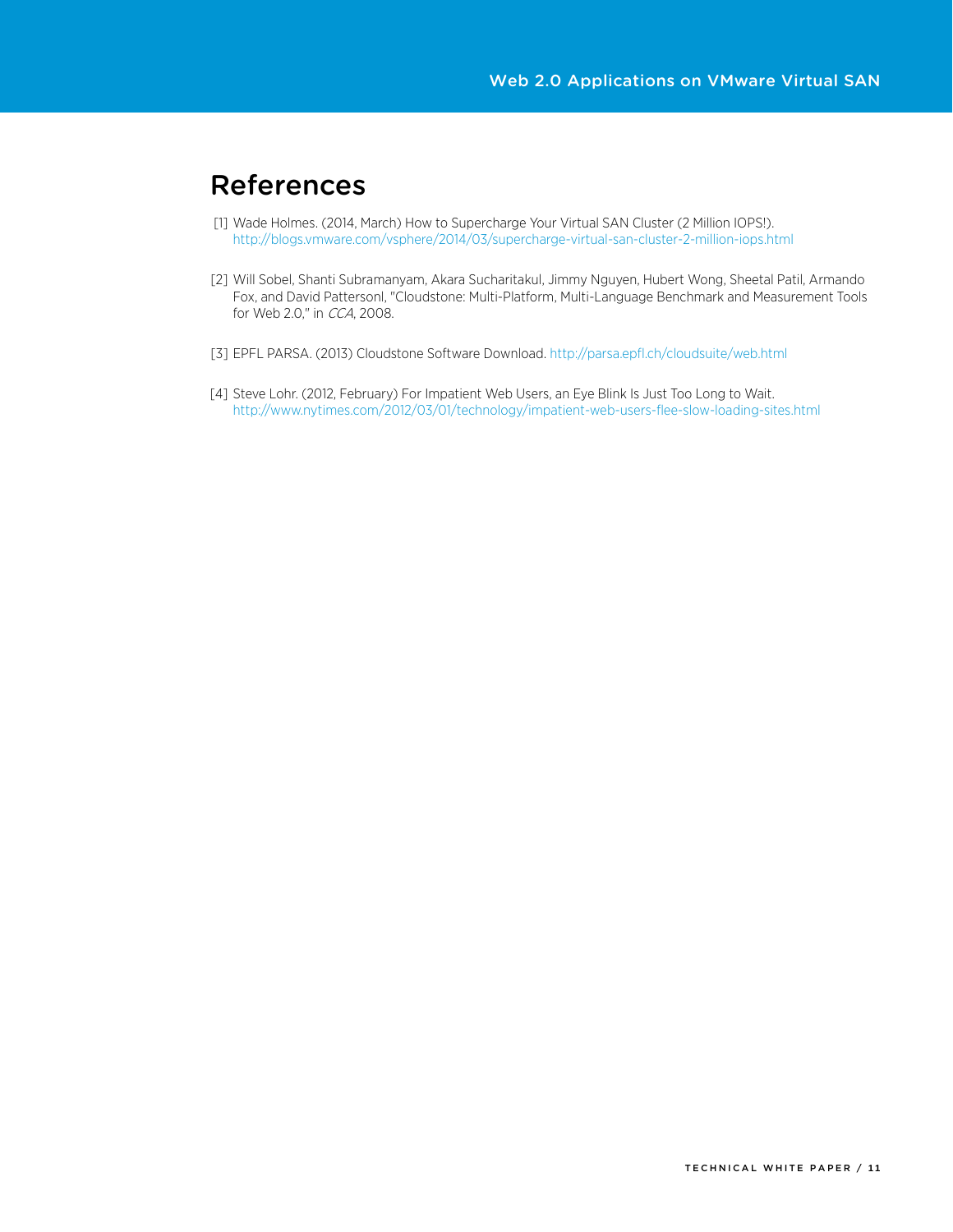# References

[1] Wade Holmes. (2014, March) How to Supercharge Your Virtual SAN Cluster (2 Million IOPS!). http://blogs.vmware.com/vsphere/2014/03/supercharge-virtual-san-cluster-2-million-iops.html

[2] Will Sobel, Shanti Subramanyam, Akara Sucharitakul, Jimmy Nguyen, Hubert Wong, Sheetal Patil, Armando Fox, and David Pattersonl, "Cloudstone: Multi-Platform, Multi-Language Benchmark and Measurement Tools for Web 2.0," in *CCA*, 2008.

[3] EPFL PARSA. (2013) Cloudstone Software Download. http://parsa.epfl.ch/cloudsuite/web.html

[4] Steve Lohr. (2012, February) For Impatient Web Users, an Eye Blink Is Just Too Long to Wait. http://www.nytimes.com/2012/03/01/technology/impatient-web-users-flee-slow-loading-sites.html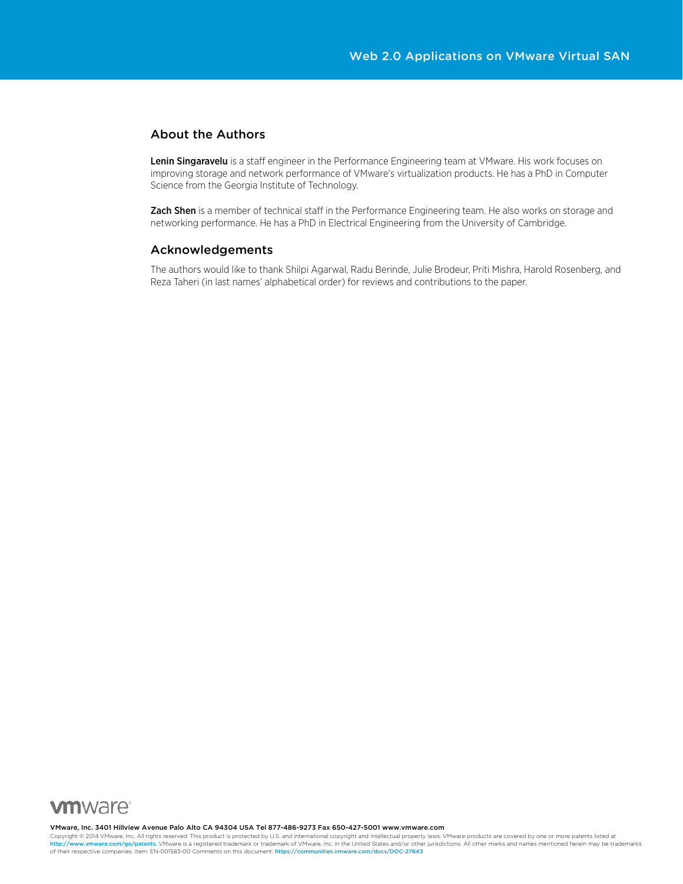## About the Authors

**Lenin Singaravelu** is a staff engineer in the Performance Engineering team at VMware. His work focuses on improving storage and network performance of VMware's virtualization products. He has a PhD in Computer Science from the Georgia Institute of Technology.

**Zach Shen** is a member of technical staff in the Performance Engineering team. He also works on storage and networking performance. He has a PhD in Electrical Engineering from the University of Cambridge.

## Acknowledgements

The authors would like to thank Shilpi Agarwal, Radu Berinde, Julie Brodeur, Priti Mishra, Harold Rosenberg, and Reza Taheri (in last names' alphabetical order) for reviews and contributions to the paper.

VMware, Inc. 3401 Hillview Avenue Palo Alto CA 94304 USA Tel 877-486-9273 Fax 650-427-5001 www.vmware.com
Copyright © 2014 VMware, Inc. All rights reserved. This product is protected by U.S. and international copyright and intellectual property laws. VMware products are covered by one or more patents listed at http://www.vmware.com/go/patents. VMware is a registered trademark or trademark of VMware, Inc. in the United States and/or other jurisdictions. All other marks and names mentioned herein may be trademarks of their respective companies. Item: EN-001583-00 Comments on this document: https://communities.vmware.com/docs/DOC-27643